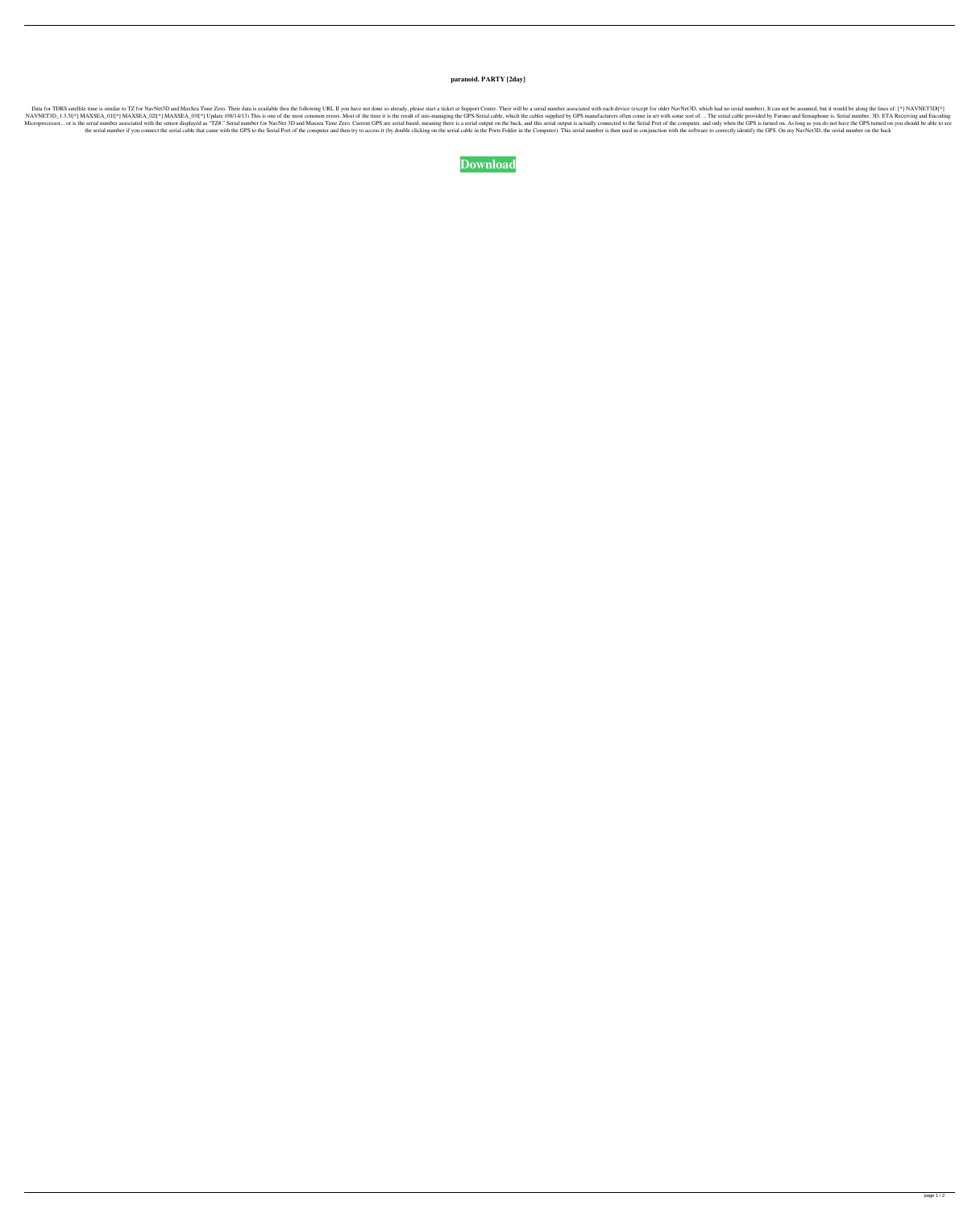**paranoid. PARTY [2day]**

Data for TDRS satellite time is similar to TZ for NavNet3D and MaxSea Time Zero. Their data is available thru the following URL If you have not done so already, please start a ticket at Support Center. Their will be a serial number associated with each device (except for older NavNet3D, which had no serial number). It can not be assumed, but it would be along the lines of: [*] NAVNET3D[*] NAVNET3D_1.3.5[*] MAXSEA_01[*] MAXSEA_02[*] MAXSEA_03[*] Update (08/14/13) This is one of the most common errors. Most of the time it is the result of mis-managing the GPS-Serial cable, which the cables supplied by GPS manufacturers often come in set with some sort of. .. The serial cable provided by Furuno and Sensaphone is. Serial number. 3D. ETA Receiving and Encoding Microprocessor... or is the serial number associated with the sensor displayed as "TZ#." Serial number for NavNet 3D and Maxsea Time Zero. Current GPS are serial based, meaning there is a serial output on the back, and this serial output is actually connected to the Serial Port of the computer, and only when the GPS is turned on. As long as you do not have the GPS turned on you should be able to see the serial number if you connect the serial cable that came with the GPS to the Serial Port of the computer and then try to access it (by double clicking on the serial cable in the Ports Folder in the Computer). This serial number is then used in conjunction with the software to correctly identify the GPS. On my NavNet3D, the serial number on the back

**Download**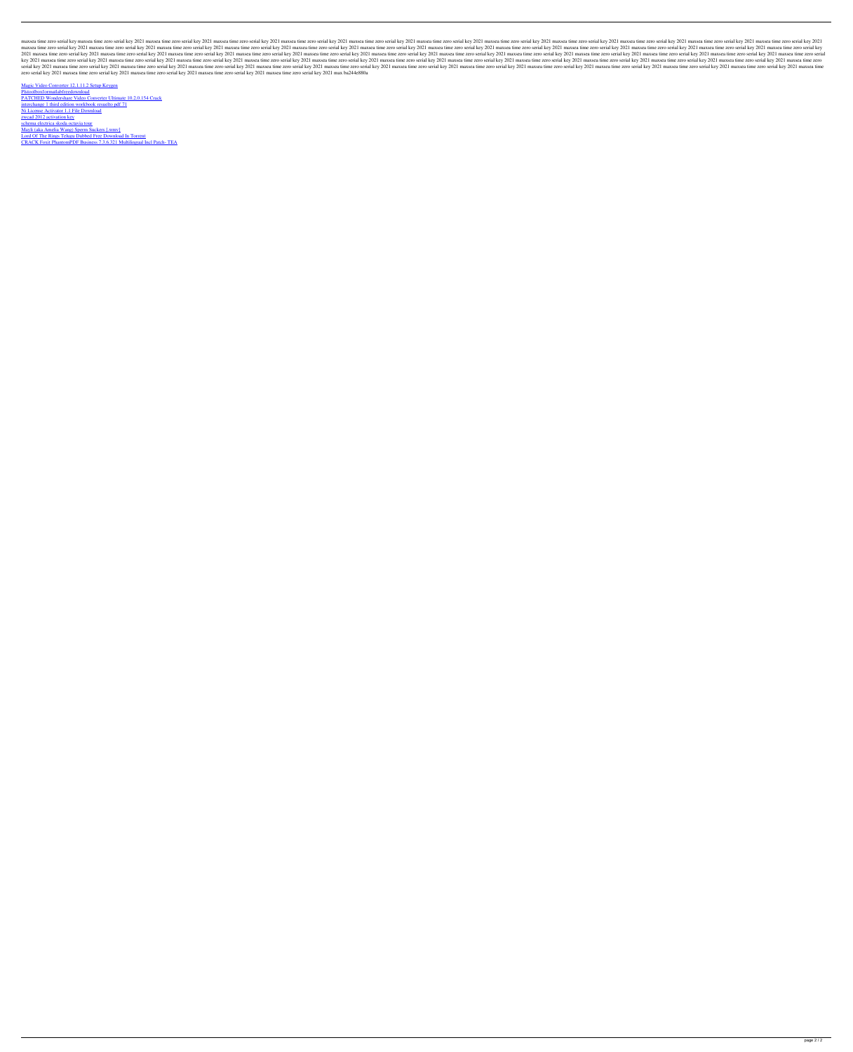maxsea time zero serial key maxsea time zero serial key 2021 maxsea time zero serial key 2021 maxsea time zero serial key 2021 maxsea time zero serial key 2021 maxsea time zero serial key 2021 maxsea time zero serial key 2021 maxsea time zero serial key 2021 maxsea time zero serial key 2021 maxsea time zero serial key 2021 maxsea time zero serial key 2021 maxsea time zero serial key 2021 maxsea time zero serial key 2021 maxsea time zero serial key 2021 maxsea time zero serial key 2021 maxsea time zero serial key 2021 maxsea time zero serial key 2021 maxsea time zero serial key 2021 maxsea time zero serial key 2021 maxsea time zero serial key 2021 maxsea time zero serial key 2021 maxsea time zero serial key 2021 maxsea time zero serial key 2021 maxsea time zero serial key 2021 maxsea time zero serial key 2021 maxsea time zero serial key 2021 maxsea time zero serial key 2021 maxsea time zero serial key 2021 maxsea time zero serial key 2021 maxsea time zero serial key 2021 maxsea time zero serial key 2021 maxsea time zero serial key 2021 maxsea time zero serial key 2021 maxsea time zero serial key 2021 maxsea time zero serial key 2021 maxsea time zero serial key 2021 maxsea time zero serial key 2021 maxsea time zero serial key 2021 maxsea time zero serial key 2021 maxsea time zero serial key 2021 maxsea time zero serial key 2021 maxsea time zero serial key 2021 maxsea time zero serial key 2021 maxsea time zero serial key 2021 maxsea time zero serial key 2021 maxsea time zero serial key 2021 maxsea time zero serial key 2021 maxsea time zero serial key 2021 maxsea time zero serial key 2021 maxsea time zero serial key 2021 maxsea time zero serial key 2021 maxsea time zero serial key 2021 maxsea time zero serial key 2021 maxsea time zero serial key 2021 maxsea time zero serial key 2021 maxsea time zero serial key 2021 maxsea time zero serial key 2021 maxsea time zero serial key 2021 maxsea time zero serial key 2021 maxsea time zero serial key 2021 maxsea time zero serial key 2021 maxsea time zero serial key 2021 maxsea time zero serial key 2021 maxsea time zero serial key 2021 maxsea time zero serial key 2021 maxsea time zero serial key 2021 maxsea time zero serial key 2021 max ba244e880a

Magic Video Converter 12.1.11.2 Setup Keygen
Pkstoolboxformatlabfreedownload
PATCHED Wondershare Video Converter Ultimate 10.2.0.154 Crack
interchange 1 third edition workbook resuelto pdf 71
Ni License Activator 1.1 File Download
zwcad 2012 activation key
schema electrica skoda octavia tour
Mayli (aka Amelia Wang) Sperm Suckers [.wmv]
Lord Of The Rings Telugu Dubbed Free Download In Torrent
CRACK Foxit PhantomPDF Business 7.3.6.321 Multilingual Incl Patch- TEA